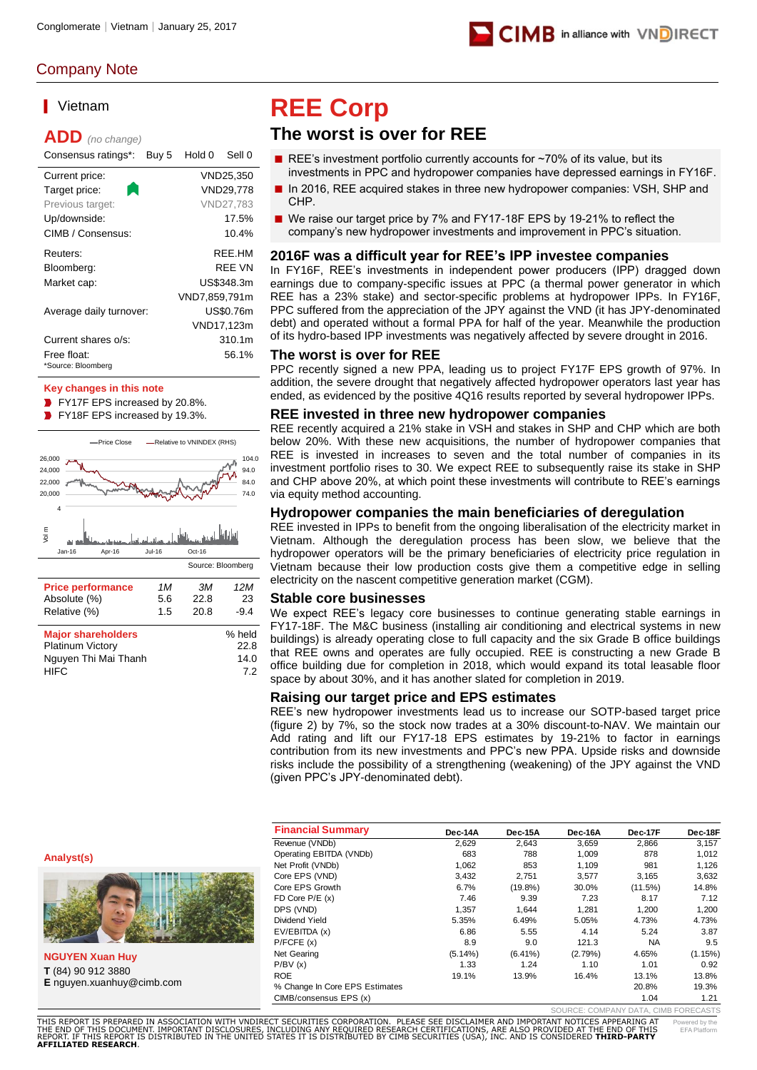Conglomerate | Vietnam | January 25, 2017

## Company Note

**Vietnam**

**ADD** *(no change)*

| Consensus ratings*: | Buy 5 | Hold 0 | Sell 0 |
|---|---|---|---|

| | |
|---|---|
| Current price: | VND25,350 |
| Target price: | VND29,778 |
| Previous target: | VND27,783 |
| Up/downside: | 17.5% |
| CIMB / Consensus: | 10.4% |
| Reuters: | REE.HM |
| Bloomberg: | REE VN |
| Market cap: | US$348.3m |
| | VND7,859,791m |
| Average daily turnover: | US$0.76m |
| | VND17,123m |
| Current shares o/s: | 310.1m |
| Free float: | 56.1% |

*Source: Bloomberg

**Key changes in this note**

- FY17F EPS increased by 20.8%.
- FY18F EPS increased by 19.3%.

Source: Bloomberg

| Price performance | 1M | 3M | 12M |
|---|---|---|---|
| Absolute (%) | 5.6 | 22.8 | 23 |
| Relative (%) | 1.5 | 20.8 | -9.4 |

| Major shareholders | % held |
|---|---|
| Platinum Victory | 22.8 |
| Nguyen Thi Mai Thanh | 14.0 |
| HIFC | 7.2 |

# REE Corp

## The worst is over for REE

- REE's investment portfolio currently accounts for ~70% of its value, but its investments in PPC and hydropower companies have depressed earnings in FY16F.
- In 2016, REE acquired stakes in three new hydropower companies: VSH, SHP and CHP.
- We raise our target price by 7% and FY17-18F EPS by 19-21% to reflect the company's new hydropower investments and improvement in PPC's situation.

### 2016F was a difficult year for REE's IPP investee companies

In FY16F, REE's investments in independent power producers (IPP) dragged down earnings due to company-specific issues at PPC (a thermal power generator in which REE has a 23% stake) and sector-specific problems at hydropower IPPs. In FY16F, PPC suffered from the appreciation of the JPY against the VND (it has JPY-denominated debt) and operated without a formal PPA for half of the year. Meanwhile the production of its hydro-based IPP investments was negatively affected by severe drought in 2016.

### The worst is over for REE

PPC recently signed a new PPA, leading us to project FY17F EPS growth of 97%. In addition, the severe drought that negatively affected hydropower operators last year has ended, as evidenced by the positive 4Q16 results reported by several hydropower IPPs.

### REE invested in three new hydropower companies

REE recently acquired a 21% stake in VSH and stakes in SHP and CHP which are both below 20%. With these new acquisitions, the number of hydropower companies that REE is invested in increases to seven and the total number of companies in its investment portfolio rises to 30. We expect REE to subsequently raise its stake in SHP and CHP above 20%, at which point these investments will contribute to REE's earnings via equity method accounting.

### Hydropower companies the main beneficiaries of deregulation

REE invested in IPPs to benefit from the ongoing liberalisation of the electricity market in Vietnam. Although the deregulation process has been slow, we believe that the hydropower operators will be the primary beneficiaries of electricity price regulation in Vietnam because their low production costs give them a competitive edge in selling electricity on the nascent competitive generation market (CGM).

### Stable core businesses

We expect REE's legacy core businesses to continue generating stable earnings in FY17-18F. The M&C business (installing air conditioning and electrical systems in new buildings) is already operating close to full capacity and the six Grade B office buildings that REE owns and operates are fully occupied. REE is constructing a new Grade B office building due for completion in 2018, which would expand its total leasable floor space by about 30%, and it has another slated for completion in 2019.

### Raising our target price and EPS estimates

REE's new hydropower investments lead us to increase our SOTP-based target price (figure 2) by 7%, so the stock now trades at a 30% discount-to-NAV. We maintain our Add rating and lift our FY17-18 EPS estimates by 19-21% to factor in earnings contribution from its new investments and PPC's new PPA. Upside risks and downside risks include the possibility of a strengthening (weakening) of the JPY against the VND (given PPC's JPY-denominated debt).

**Analyst(s)**

**NGUYEN Xuan Huy**
**T** (84) 90 912 3880
**E** nguyen.xuanhuy@cimb.com

| Financial Summary | Dec-14A | Dec-15A | Dec-16A | Dec-17F | Dec-18F |
|---|---|---|---|---|---|
| Revenue (VNDb) | 2,629 | 2,643 | 3,659 | 2,866 | 3,157 |
| Operating EBITDA (VNDb) | 683 | 788 | 1,009 | 878 | 1,012 |
| Net Profit (VNDb) | 1,062 | 853 | 1,109 | 981 | 1,126 |
| Core EPS (VND) | 3,432 | 2,751 | 3,577 | 3,165 | 3,632 |
| Core EPS Growth | 6.7% | (19.8%) | 30.0% | (11.5%) | 14.8% |
| FD Core P/E (x) | 7.46 | 9.39 | 7.23 | 8.17 | 7.12 |
| DPS (VND) | 1,357 | 1,644 | 1,281 | 1,200 | 1,200 |
| Dividend Yield | 5.35% | 6.49% | 5.05% | 4.73% | 4.73% |
| EV/EBITDA (x) | 6.86 | 5.55 | 4.14 | 5.24 | 3.87 |
| P/FCFE (x) | 8.9 | 9.0 | 121.3 | NA | 9.5 |
| Net Gearing | (5.14%) | (6.41%) | (2.79%) | 4.65% | (1.15%) |
| P/BV (x) | 1.33 | 1.24 | 1.10 | 1.01 | 0.92 |
| ROE | 19.1% | 13.9% | 16.4% | 13.1% | 13.8% |
| % Change In Core EPS Estimates | | | | 20.8% | 19.3% |
| CIMB/consensus EPS (x) | | | | 1.04 | 1.21 |

SOURCE: COMPANY DATA, CIMB FORECASTS

THIS REPORT IS PREPARED IN ASSOCIATION WITH VNDIRECT SECURITIES CORPORATION. PLEASE SEE DISCLAIMER AND IMPORTANT NOTICES APPEARING AT THE END OF THIS DOCUMENT. IMPORTANT DISCLOSURES, INCLUDING ANY REQUIRED RESEARCH CERTIFICATIONS, ARE ALSO PROVIDED AT THE END OF THIS REPORT. IF THIS REPORT IS DISTRIBUTED IN THE UNITED STATES IT IS DISTRIBUTED BY CIMB SECURITIES (USA), INC. AND IS CONSIDERED **THIRD-PARTY AFFILIATED RESEARCH**.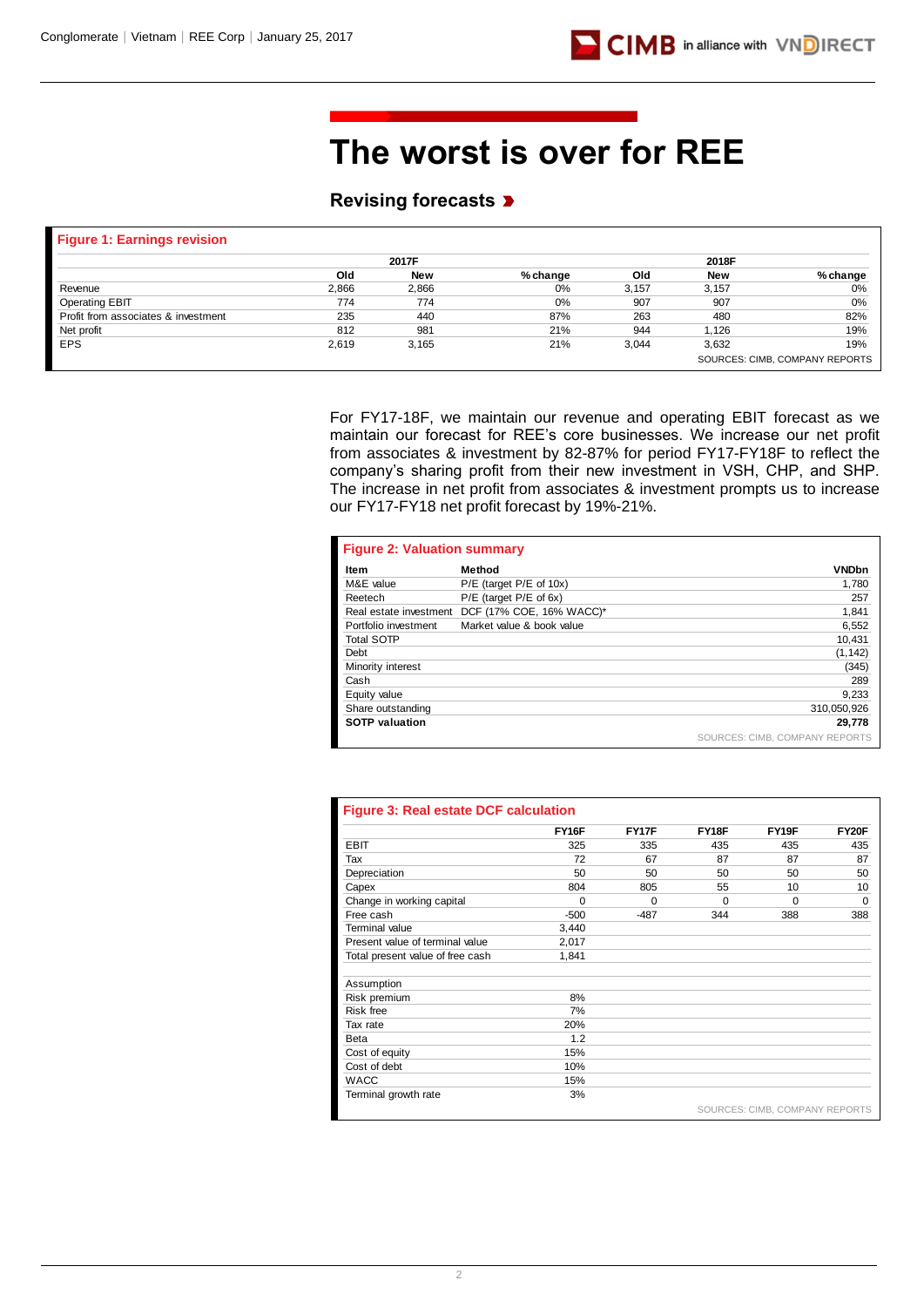# The worst is over for REE

## Revising forecasts

**Figure 1: Earnings revision**

| | 2017F | | | 2018F | | |
|---|---|---|---|---|---|---|
| | Old | New | % change | Old | New | % change |
| Revenue | 2,866 | 2,866 | 0% | 3,157 | 3,157 | 0% |
| Operating EBIT | 774 | 774 | 0% | 907 | 907 | 0% |
| Profit from associates & investment | 235 | 440 | 87% | 263 | 480 | 82% |
| Net profit | 812 | 981 | 21% | 944 | 1,126 | 19% |
| EPS | 2,619 | 3,165 | 21% | 3,044 | 3,632 | 19% |

SOURCES: CIMB, COMPANY REPORTS

For FY17-18F, we maintain our revenue and operating EBIT forecast as we maintain our forecast for REE's core businesses. We increase our net profit from associates & investment by 82-87% for period FY17-FY18F to reflect the company's sharing profit from their new investment in VSH, CHP, and SHP. The increase in net profit from associates & investment prompts us to increase our FY17-FY18 net profit forecast by 19%-21%.

**Figure 2: Valuation summary**

| Item | Method | VNDbn |
|---|---|---|
| M&E value | P/E (target P/E of 10x) | 1,780 |
| Reetech | P/E (target P/E of 6x) | 257 |
| Real estate investment | DCF (17% COE, 16% WACC)* | 1,841 |
| Portfolio investment | Market value & book value | 6,552 |
| Total SOTP | | 10,431 |
| Debt | | (1,142) |
| Minority interest | | (345) |
| Cash | | 289 |
| Equity value | | 9,233 |
| Share outstanding | | 310,050,926 |
| **SOTP valuation** | | **29,778** |

SOURCES: CIMB, COMPANY REPORTS

**Figure 3: Real estate DCF calculation**

| | FY16F | FY17F | FY18F | FY19F | FY20F |
|---|---|---|---|---|---|
| EBIT | 325 | 335 | 435 | 435 | 435 |
| Tax | 72 | 67 | 87 | 87 | 87 |
| Depreciation | 50 | 50 | 50 | 50 | 50 |
| Capex | 804 | 805 | 55 | 10 | 10 |
| Change in working capital | 0 | 0 | 0 | 0 | 0 |
| Free cash | -500 | -487 | 344 | 388 | 388 |
| Terminal value | 3,440 | | | | |
| Present value of terminal value | 2,017 | | | | |
| Total present value of free cash | 1,841 | | | | |
| | | | | | |
| Assumption | | | | | |
| Risk premium | 8% | | | | |
| Risk free | 7% | | | | |
| Tax rate | 20% | | | | |
| Beta | 1.2 | | | | |
| Cost of equity | 15% | | | | |
| Cost of debt | 10% | | | | |
| WACC | 15% | | | | |
| Terminal growth rate | 3% | | | | |

SOURCES: CIMB, COMPANY REPORTS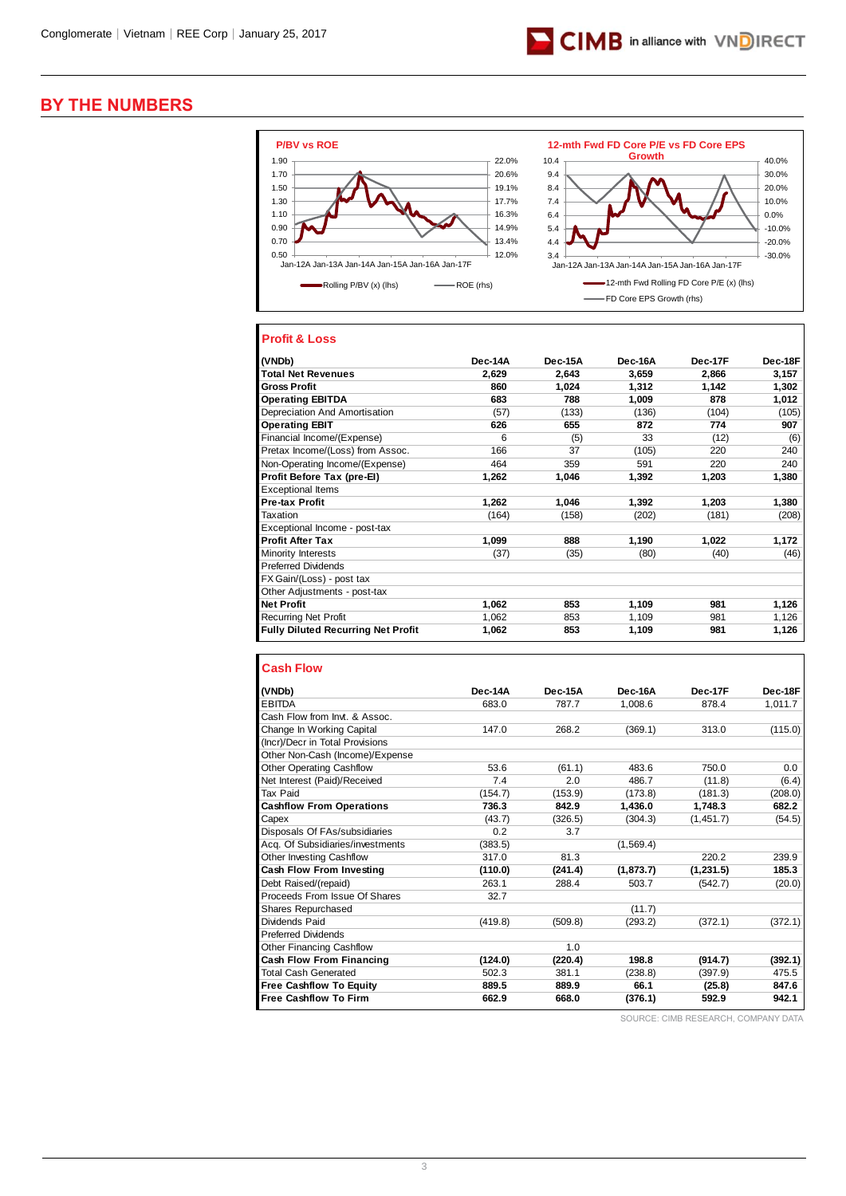# BY THE NUMBERS

**P/BV vs ROE**

Rolling P/BV (x) (lhs) — ROE (rhs)

**12-mth Fwd FD Core P/E vs FD Core EPS Growth**

12-mth Fwd Rolling FD Core P/E (x) (lhs) — FD Core EPS Growth (rhs)

## Profit & Loss

| (VNDb) | Dec-14A | Dec-15A | Dec-16A | Dec-17F | Dec-18F |
|---|---|---|---|---|---|
| **Total Net Revenues** | **2,629** | **2,643** | **3,659** | **2,866** | **3,157** |
| **Gross Profit** | **860** | **1,024** | **1,312** | **1,142** | **1,302** |
| **Operating EBITDA** | **683** | **788** | **1,009** | **878** | **1,012** |
| Depreciation And Amortisation | (57) | (133) | (136) | (104) | (105) |
| **Operating EBIT** | **626** | **655** | **872** | **774** | **907** |
| Financial Income/(Expense) | 6 | (5) | 33 | (12) | (6) |
| Pretax Income/(Loss) from Assoc. | 166 | 37 | (105) | 220 | 240 |
| Non-Operating Income/(Expense) | 464 | 359 | 591 | 220 | 240 |
| **Profit Before Tax (pre-EI)** | **1,262** | **1,046** | **1,392** | **1,203** | **1,380** |
| Exceptional Items | | | | | |
| **Pre-tax Profit** | **1,262** | **1,046** | **1,392** | **1,203** | **1,380** |
| Taxation | (164) | (158) | (202) | (181) | (208) |
| Exceptional Income - post-tax | | | | | |
| **Profit After Tax** | **1,099** | **888** | **1,190** | **1,022** | **1,172** |
| Minority Interests | (37) | (35) | (80) | (40) | (46) |
| Preferred Dividends | | | | | |
| FX Gain/(Loss) - post tax | | | | | |
| Other Adjustments - post-tax | | | | | |
| **Net Profit** | **1,062** | **853** | **1,109** | **981** | **1,126** |
| Recurring Net Profit | 1,062 | 853 | 1,109 | 981 | 1,126 |
| **Fully Diluted Recurring Net Profit** | **1,062** | **853** | **1,109** | **981** | **1,126** |

## Cash Flow

| (VNDb) | Dec-14A | Dec-15A | Dec-16A | Dec-17F | Dec-18F |
|---|---|---|---|---|---|
| EBITDA | 683.0 | 787.7 | 1,008.6 | 878.4 | 1,011.7 |
| Cash Flow from Invt. & Assoc. | | | | | |
| Change In Working Capital | 147.0 | 268.2 | (369.1) | 313.0 | (115.0) |
| (Incr)/Decr in Total Provisions | | | | | |
| Other Non-Cash (Income)/Expense | | | | | |
| Other Operating Cashflow | 53.6 | (61.1) | 483.6 | 750.0 | 0.0 |
| Net Interest (Paid)/Received | 7.4 | 2.0 | 486.7 | (11.8) | (6.4) |
| Tax Paid | (154.7) | (153.9) | (173.8) | (181.3) | (208.0) |
| **Cashflow From Operations** | **736.3** | **842.9** | **1,436.0** | **1,748.3** | **682.2** |
| Capex | (43.7) | (326.5) | (304.3) | (1,451.7) | (54.5) |
| Disposals Of FAs/subsidiaries | 0.2 | 3.7 | | | |
| Acq. Of Subsidiaries/investments | (383.5) | | (1,569.4) | | |
| Other Investing Cashflow | 317.0 | 81.3 | | 220.2 | 239.9 |
| **Cash Flow From Investing** | **(110.0)** | **(241.4)** | **(1,873.7)** | **(1,231.5)** | **185.3** |
| Debt Raised/(repaid) | 263.1 | 288.4 | 503.7 | (542.7) | (20.0) |
| Proceeds From Issue Of Shares | 32.7 | | | | |
| Shares Repurchased | | | (11.7) | | |
| Dividends Paid | (419.8) | (509.8) | (293.2) | (372.1) | (372.1) |
| Preferred Dividends | | | | | |
| Other Financing Cashflow | | 1.0 | | | |
| **Cash Flow From Financing** | **(124.0)** | **(220.4)** | **198.8** | **(914.7)** | **(392.1)** |
| Total Cash Generated | 502.3 | 381.1 | (238.8) | (397.9) | 475.5 |
| **Free Cashflow To Equity** | **889.5** | **889.9** | **66.1** | **(25.8)** | **847.6** |
| **Free Cashflow To Firm** | **662.9** | **668.0** | **(376.1)** | **592.9** | **942.1** |

SOURCE: CIMB RESEARCH, COMPANY DATA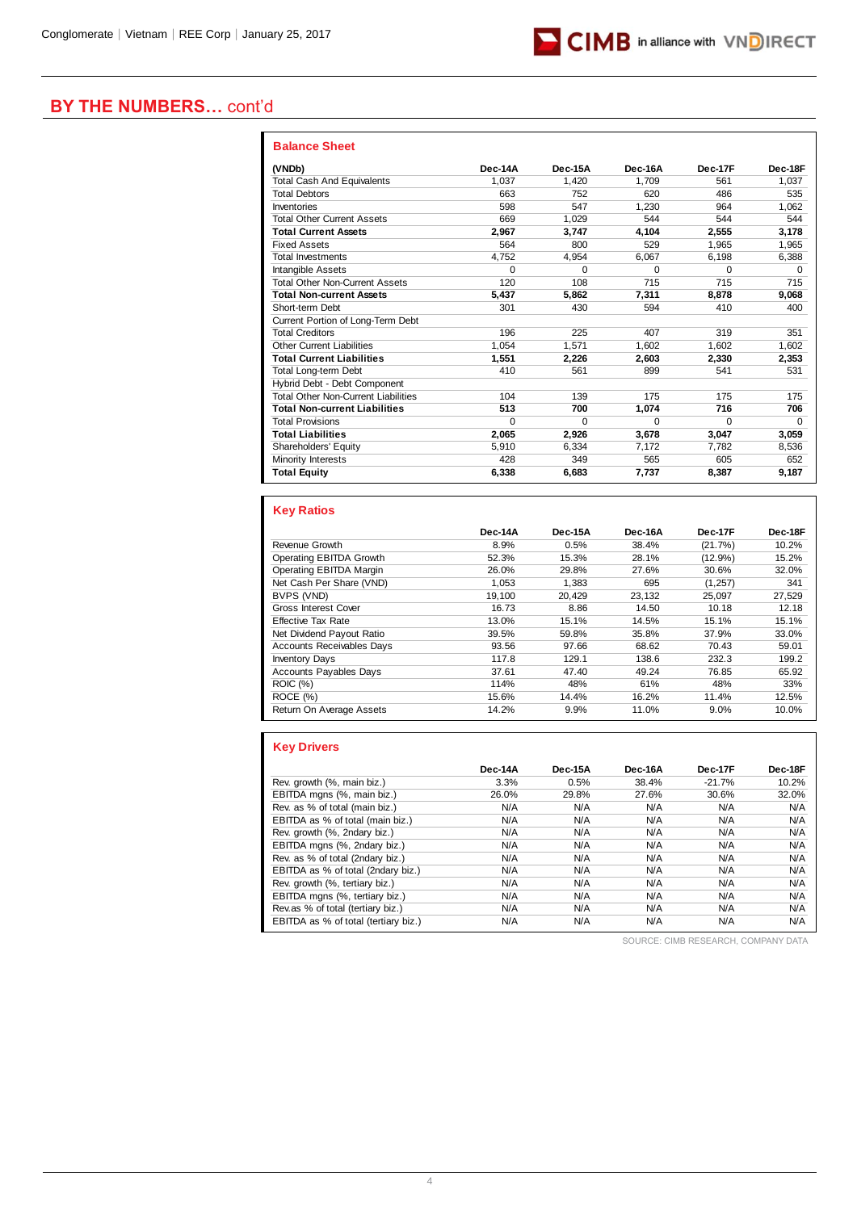## BY THE NUMBERS… cont'd

### Balance Sheet

| (VNDb) | Dec-14A | Dec-15A | Dec-16A | Dec-17F | Dec-18F |
|---|---|---|---|---|---|
| Total Cash And Equivalents | 1,037 | 1,420 | 1,709 | 561 | 1,037 |
| Total Debtors | 663 | 752 | 620 | 486 | 535 |
| Inventories | 598 | 547 | 1,230 | 964 | 1,062 |
| Total Other Current Assets | 669 | 1,029 | 544 | 544 | 544 |
| **Total Current Assets** | **2,967** | **3,747** | **4,104** | **2,555** | **3,178** |
| Fixed Assets | 564 | 800 | 529 | 1,965 | 1,965 |
| Total Investments | 4,752 | 4,954 | 6,067 | 6,198 | 6,388 |
| Intangible Assets | 0 | 0 | 0 | 0 | 0 |
| Total Other Non-Current Assets | 120 | 108 | 715 | 715 | 715 |
| **Total Non-current Assets** | **5,437** | **5,862** | **7,311** | **8,878** | **9,068** |
| Short-term Debt | 301 | 430 | 594 | 410 | 400 |
| Current Portion of Long-Term Debt | | | | | |
| Total Creditors | 196 | 225 | 407 | 319 | 351 |
| Other Current Liabilities | 1,054 | 1,571 | 1,602 | 1,602 | 1,602 |
| **Total Current Liabilities** | **1,551** | **2,226** | **2,603** | **2,330** | **2,353** |
| Total Long-term Debt | 410 | 561 | 899 | 541 | 531 |
| Hybrid Debt - Debt Component | | | | | |
| Total Other Non-Current Liabilities | 104 | 139 | 175 | 175 | 175 |
| **Total Non-current Liabilities** | **513** | **700** | **1,074** | **716** | **706** |
| Total Provisions | 0 | 0 | 0 | 0 | 0 |
| **Total Liabilities** | **2,065** | **2,926** | **3,678** | **3,047** | **3,059** |
| Shareholders' Equity | 5,910 | 6,334 | 7,172 | 7,782 | 8,536 |
| Minority Interests | 428 | 349 | 565 | 605 | 652 |
| **Total Equity** | **6,338** | **6,683** | **7,737** | **8,387** | **9,187** |

### Key Ratios

| | Dec-14A | Dec-15A | Dec-16A | Dec-17F | Dec-18F |
|---|---|---|---|---|---|
| Revenue Growth | 8.9% | 0.5% | 38.4% | (21.7%) | 10.2% |
| Operating EBITDA Growth | 52.3% | 15.3% | 28.1% | (12.9%) | 15.2% |
| Operating EBITDA Margin | 26.0% | 29.8% | 27.6% | 30.6% | 32.0% |
| Net Cash Per Share (VND) | 1,053 | 1,383 | 695 | (1,257) | 341 |
| BVPS (VND) | 19,100 | 20,429 | 23,132 | 25,097 | 27,529 |
| Gross Interest Cover | 16.73 | 8.86 | 14.50 | 10.18 | 12.18 |
| Effective Tax Rate | 13.0% | 15.1% | 14.5% | 15.1% | 15.1% |
| Net Dividend Payout Ratio | 39.5% | 59.8% | 35.8% | 37.9% | 33.0% |
| Accounts Receivables Days | 93.56 | 97.66 | 68.62 | 70.43 | 59.01 |
| Inventory Days | 117.8 | 129.1 | 138.6 | 232.3 | 199.2 |
| Accounts Payables Days | 37.61 | 47.40 | 49.24 | 76.85 | 65.92 |
| ROIC (%) | 114% | 48% | 61% | 48% | 33% |
| ROCE (%) | 15.6% | 14.4% | 16.2% | 11.4% | 12.5% |
| Return On Average Assets | 14.2% | 9.9% | 11.0% | 9.0% | 10.0% |

### Key Drivers

| | Dec-14A | Dec-15A | Dec-16A | Dec-17F | Dec-18F |
|---|---|---|---|---|---|
| Rev. growth (%, main biz.) | 3.3% | 0.5% | 38.4% | -21.7% | 10.2% |
| EBITDA mgns (%, main biz.) | 26.0% | 29.8% | 27.6% | 30.6% | 32.0% |
| Rev. as % of total (main biz.) | N/A | N/A | N/A | N/A | N/A |
| EBITDA as % of total (main biz.) | N/A | N/A | N/A | N/A | N/A |
| Rev. growth (%, 2ndary biz.) | N/A | N/A | N/A | N/A | N/A |
| EBITDA mgns (%, 2ndary biz.) | N/A | N/A | N/A | N/A | N/A |
| Rev. as % of total (2ndary biz.) | N/A | N/A | N/A | N/A | N/A |
| EBITDA as % of total (2ndary biz.) | N/A | N/A | N/A | N/A | N/A |
| Rev. growth (%, tertiary biz.) | N/A | N/A | N/A | N/A | N/A |
| EBITDA mgns (%, tertiary biz.) | N/A | N/A | N/A | N/A | N/A |
| Rev.as % of total (tertiary biz.) | N/A | N/A | N/A | N/A | N/A |
| EBITDA as % of total (tertiary biz.) | N/A | N/A | N/A | N/A | N/A |

SOURCE: CIMB RESEARCH, COMPANY DATA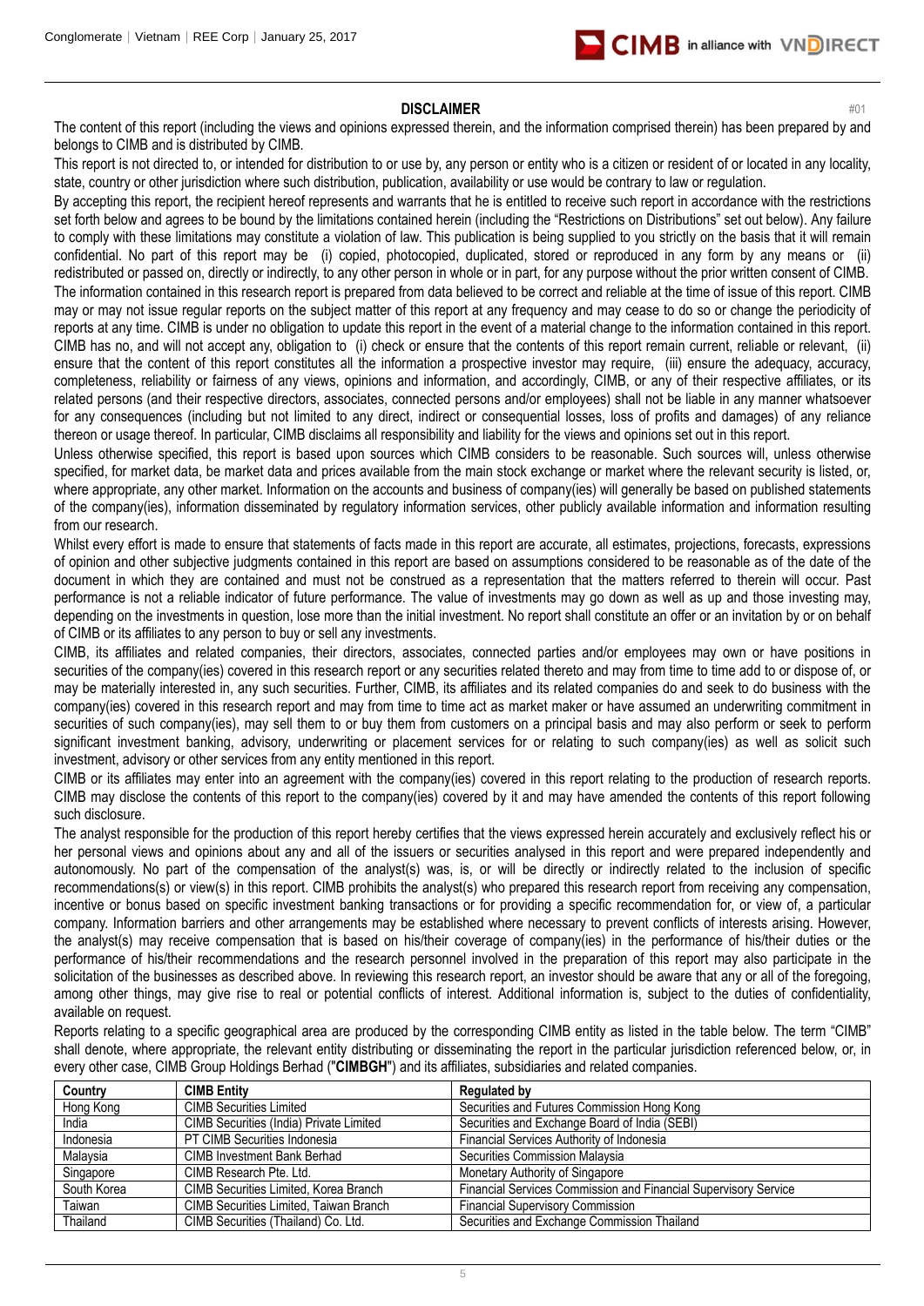## DISCLAIMER

#01

The content of this report (including the views and opinions expressed therein, and the information comprised therein) has been prepared by and belongs to CIMB and is distributed by CIMB.

This report is not directed to, or intended for distribution to or use by, any person or entity who is a citizen or resident of or located in any locality, state, country or other jurisdiction where such distribution, publication, availability or use would be contrary to law or regulation.

By accepting this report, the recipient hereof represents and warrants that he is entitled to receive such report in accordance with the restrictions set forth below and agrees to be bound by the limitations contained herein (including the "Restrictions on Distributions" set out below). Any failure to comply with these limitations may constitute a violation of law. This publication is being supplied to you strictly on the basis that it will remain confidential. No part of this report may be (i) copied, photocopied, duplicated, stored or reproduced in any form by any means or (ii) redistributed or passed on, directly or indirectly, to any other person in whole or in part, for any purpose without the prior written consent of CIMB.

The information contained in this research report is prepared from data believed to be correct and reliable at the time of issue of this report. CIMB may or may not issue regular reports on the subject matter of this report at any frequency and may cease to do so or change the periodicity of reports at any time. CIMB is under no obligation to update this report in the event of a material change to the information contained in this report. CIMB has no, and will not accept any, obligation to (i) check or ensure that the contents of this report remain current, reliable or relevant, (ii) ensure that the content of this report constitutes all the information a prospective investor may require, (iii) ensure the adequacy, accuracy, completeness, reliability or fairness of any views, opinions and information, and accordingly, CIMB, or any of their respective affiliates, or its related persons (and their respective directors, associates, connected persons and/or employees) shall not be liable in any manner whatsoever for any consequences (including but not limited to any direct, indirect or consequential losses, loss of profits and damages) of any reliance thereon or usage thereof. In particular, CIMB disclaims all responsibility and liability for the views and opinions set out in this report.

Unless otherwise specified, this report is based upon sources which CIMB considers to be reasonable. Such sources will, unless otherwise specified, for market data, be market data and prices available from the main stock exchange or market where the relevant security is listed, or, where appropriate, any other market. Information on the accounts and business of company(ies) will generally be based on published statements of the company(ies), information disseminated by regulatory information services, other publicly available information and information resulting from our research.

Whilst every effort is made to ensure that statements of facts made in this report are accurate, all estimates, projections, forecasts, expressions of opinion and other subjective judgments contained in this report are based on assumptions considered to be reasonable as of the date of the document in which they are contained and must not be construed as a representation that the matters referred to therein will occur. Past performance is not a reliable indicator of future performance. The value of investments may go down as well as up and those investing may, depending on the investments in question, lose more than the initial investment. No report shall constitute an offer or an invitation by or on behalf of CIMB or its affiliates to any person to buy or sell any investments.

CIMB, its affiliates and related companies, their directors, associates, connected parties and/or employees may own or have positions in securities of the company(ies) covered in this research report or any securities related thereto and may from time to time add to or dispose of, or may be materially interested in, any such securities. Further, CIMB, its affiliates and its related companies do and seek to do business with the company(ies) covered in this research report and may from time to time act as market maker or have assumed an underwriting commitment in securities of such company(ies), may sell them to or buy them from customers on a principal basis and may also perform or seek to perform significant investment banking, advisory, underwriting or placement services for or relating to such company(ies) as well as solicit such investment, advisory or other services from any entity mentioned in this report.

CIMB or its affiliates may enter into an agreement with the company(ies) covered in this report relating to the production of research reports. CIMB may disclose the contents of this report to the company(ies) covered by it and may have amended the contents of this report following such disclosure.

The analyst responsible for the production of this report hereby certifies that the views expressed herein accurately and exclusively reflect his or her personal views and opinions about any and all of the issuers or securities analysed in this report and were prepared independently and autonomously. No part of the compensation of the analyst(s) was, is, or will be directly or indirectly related to the inclusion of specific recommendations(s) or view(s) in this report. CIMB prohibits the analyst(s) who prepared this research report from receiving any compensation, incentive or bonus based on specific investment banking transactions or for providing a specific recommendation for, or view of, a particular company. Information barriers and other arrangements may be established where necessary to prevent conflicts of interests arising. However, the analyst(s) may receive compensation that is based on his/their coverage of company(ies) in the performance of his/their duties or the performance of his/their recommendations and the research personnel involved in the preparation of this report may also participate in the solicitation of the businesses as described above. In reviewing this research report, an investor should be aware that any or all of the foregoing, among other things, may give rise to real or potential conflicts of interest. Additional information is, subject to the duties of confidentiality, available on request.

Reports relating to a specific geographical area are produced by the corresponding CIMB entity as listed in the table below. The term "CIMB" shall denote, where appropriate, the relevant entity distributing or disseminating the report in the particular jurisdiction referenced below, or, in every other case, CIMB Group Holdings Berhad ("**CIMBGH**") and its affiliates, subsidiaries and related companies.

| Country | CIMB Entity | Regulated by |
|---|---|---|
| Hong Kong | CIMB Securities Limited | Securities and Futures Commission Hong Kong |
| India | CIMB Securities (India) Private Limited | Securities and Exchange Board of India (SEBI) |
| Indonesia | PT CIMB Securities Indonesia | Financial Services Authority of Indonesia |
| Malaysia | CIMB Investment Bank Berhad | Securities Commission Malaysia |
| Singapore | CIMB Research Pte. Ltd. | Monetary Authority of Singapore |
| South Korea | CIMB Securities Limited, Korea Branch | Financial Services Commission and Financial Supervisory Service |
| Taiwan | CIMB Securities Limited, Taiwan Branch | Financial Supervisory Commission |
| Thailand | CIMB Securities (Thailand) Co. Ltd. | Securities and Exchange Commission Thailand |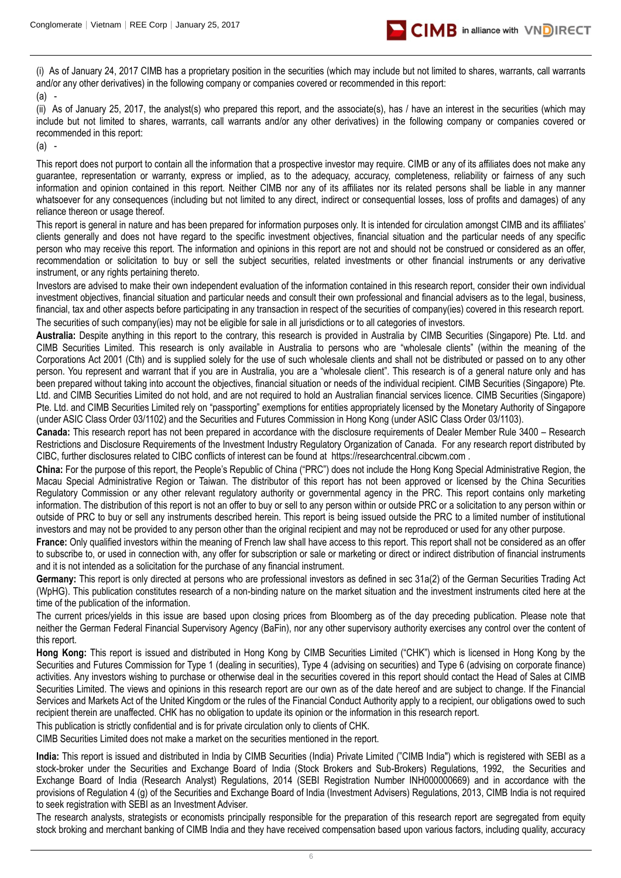(i) As of January 24, 2017 CIMB has a proprietary position in the securities (which may include but not limited to shares, warrants, call warrants and/or any other derivatives) in the following company or companies covered or recommended in this report:

(a) -

(ii) As of January 25, 2017, the analyst(s) who prepared this report, and the associate(s), has / have an interest in the securities (which may include but not limited to shares, warrants, call warrants and/or any other derivatives) in the following company or companies covered or recommended in this report:

(a) -

This report does not purport to contain all the information that a prospective investor may require. CIMB or any of its affiliates does not make any guarantee, representation or warranty, express or implied, as to the adequacy, accuracy, completeness, reliability or fairness of any such information and opinion contained in this report. Neither CIMB nor any of its affiliates nor its related persons shall be liable in any manner whatsoever for any consequences (including but not limited to any direct, indirect or consequential losses, loss of profits and damages) of any reliance thereon or usage thereof.

This report is general in nature and has been prepared for information purposes only. It is intended for circulation amongst CIMB and its affiliates' clients generally and does not have regard to the specific investment objectives, financial situation and the particular needs of any specific person who may receive this report. The information and opinions in this report are not and should not be construed or considered as an offer, recommendation or solicitation to buy or sell the subject securities, related investments or other financial instruments or any derivative instrument, or any rights pertaining thereto.

Investors are advised to make their own independent evaluation of the information contained in this research report, consider their own individual investment objectives, financial situation and particular needs and consult their own professional and financial advisers as to the legal, business, financial, tax and other aspects before participating in any transaction in respect of the securities of company(ies) covered in this research report. The securities of such company(ies) may not be eligible for sale in all jurisdictions or to all categories of investors.

**Australia:** Despite anything in this report to the contrary, this research is provided in Australia by CIMB Securities (Singapore) Pte. Ltd. and CIMB Securities Limited. This research is only available in Australia to persons who are "wholesale clients" (within the meaning of the Corporations Act 2001 (Cth) and is supplied solely for the use of such wholesale clients and shall not be distributed or passed on to any other person. You represent and warrant that if you are in Australia, you are a "wholesale client". This research is of a general nature only and has been prepared without taking into account the objectives, financial situation or needs of the individual recipient. CIMB Securities (Singapore) Pte. Ltd. and CIMB Securities Limited do not hold, and are not required to hold an Australian financial services licence. CIMB Securities (Singapore) Pte. Ltd. and CIMB Securities Limited rely on "passporting" exemptions for entities appropriately licensed by the Monetary Authority of Singapore (under ASIC Class Order 03/1102) and the Securities and Futures Commission in Hong Kong (under ASIC Class Order 03/1103).

**Canada:** This research report has not been prepared in accordance with the disclosure requirements of Dealer Member Rule 3400 – Research Restrictions and Disclosure Requirements of the Investment Industry Regulatory Organization of Canada. For any research report distributed by CIBC, further disclosures related to CIBC conflicts of interest can be found at https://researchcentral.cibcwm.com .

**China:** For the purpose of this report, the People's Republic of China ("PRC") does not include the Hong Kong Special Administrative Region, the Macau Special Administrative Region or Taiwan. The distributor of this report has not been approved or licensed by the China Securities Regulatory Commission or any other relevant regulatory authority or governmental agency in the PRC. This report contains only marketing information. The distribution of this report is not an offer to buy or sell to any person within or outside PRC or a solicitation to any person within or outside of PRC to buy or sell any instruments described herein. This report is being issued outside the PRC to a limited number of institutional investors and may not be provided to any person other than the original recipient and may not be reproduced or used for any other purpose.

**France:** Only qualified investors within the meaning of French law shall have access to this report. This report shall not be considered as an offer to subscribe to, or used in connection with, any offer for subscription or sale or marketing or direct or indirect distribution of financial instruments and it is not intended as a solicitation for the purchase of any financial instrument.

**Germany:** This report is only directed at persons who are professional investors as defined in sec 31a(2) of the German Securities Trading Act (WpHG). This publication constitutes research of a non-binding nature on the market situation and the investment instruments cited here at the time of the publication of the information.

The current prices/yields in this issue are based upon closing prices from Bloomberg as of the day preceding publication. Please note that neither the German Federal Financial Supervisory Agency (BaFin), nor any other supervisory authority exercises any control over the content of this report.

**Hong Kong:** This report is issued and distributed in Hong Kong by CIMB Securities Limited ("CHK") which is licensed in Hong Kong by the Securities and Futures Commission for Type 1 (dealing in securities), Type 4 (advising on securities) and Type 6 (advising on corporate finance) activities. Any investors wishing to purchase or otherwise deal in the securities covered in this report should contact the Head of Sales at CIMB Securities Limited. The views and opinions in this research report are our own as of the date hereof and are subject to change. If the Financial Services and Markets Act of the United Kingdom or the rules of the Financial Conduct Authority apply to a recipient, our obligations owed to such recipient therein are unaffected. CHK has no obligation to update its opinion or the information in this research report.

This publication is strictly confidential and is for private circulation only to clients of CHK.

CIMB Securities Limited does not make a market on the securities mentioned in the report.

**India:** This report is issued and distributed in India by CIMB Securities (India) Private Limited ("CIMB India") which is registered with SEBI as a stock-broker under the Securities and Exchange Board of India (Stock Brokers and Sub-Brokers) Regulations, 1992, the Securities and Exchange Board of India (Research Analyst) Regulations, 2014 (SEBI Registration Number INH000000669) and in accordance with the provisions of Regulation 4 (g) of the Securities and Exchange Board of India (Investment Advisers) Regulations, 2013, CIMB India is not required to seek registration with SEBI as an Investment Adviser.

The research analysts, strategists or economists principally responsible for the preparation of this research report are segregated from equity stock broking and merchant banking of CIMB India and they have received compensation based upon various factors, including quality, accuracy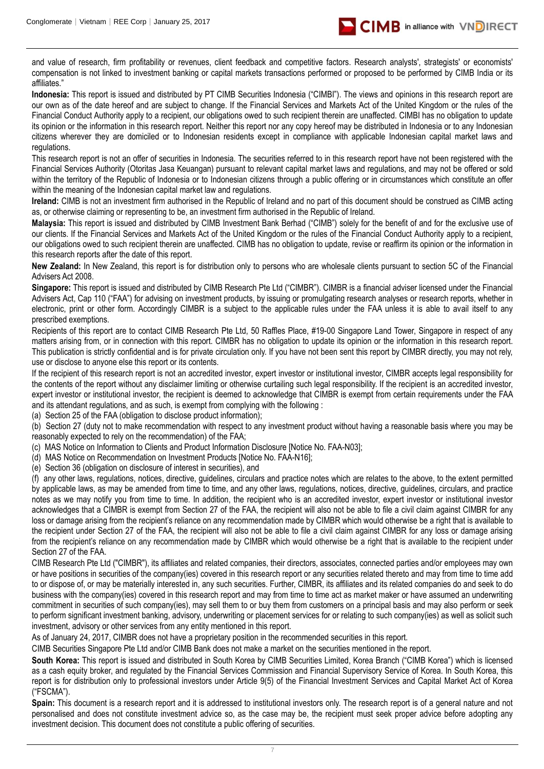and value of research, firm profitability or revenues, client feedback and competitive factors. Research analysts', strategists' or economists' compensation is not linked to investment banking or capital markets transactions performed or proposed to be performed by CIMB India or its affiliates."

**Indonesia:** This report is issued and distributed by PT CIMB Securities Indonesia ("CIMBI"). The views and opinions in this research report are our own as of the date hereof and are subject to change. If the Financial Services and Markets Act of the United Kingdom or the rules of the Financial Conduct Authority apply to a recipient, our obligations owed to such recipient therein are unaffected. CIMBI has no obligation to update its opinion or the information in this research report. Neither this report nor any copy hereof may be distributed in Indonesia or to any Indonesian citizens wherever they are domiciled or to Indonesian residents except in compliance with applicable Indonesian capital market laws and regulations.

This research report is not an offer of securities in Indonesia. The securities referred to in this research report have not been registered with the Financial Services Authority (Otoritas Jasa Keuangan) pursuant to relevant capital market laws and regulations, and may not be offered or sold within the territory of the Republic of Indonesia or to Indonesian citizens through a public offering or in circumstances which constitute an offer within the meaning of the Indonesian capital market law and regulations.

**Ireland:** CIMB is not an investment firm authorised in the Republic of Ireland and no part of this document should be construed as CIMB acting as, or otherwise claiming or representing to be, an investment firm authorised in the Republic of Ireland.

**Malaysia:** This report is issued and distributed by CIMB Investment Bank Berhad ("CIMB") solely for the benefit of and for the exclusive use of our clients. If the Financial Services and Markets Act of the United Kingdom or the rules of the Financial Conduct Authority apply to a recipient, our obligations owed to such recipient therein are unaffected. CIMB has no obligation to update, revise or reaffirm its opinion or the information in this research reports after the date of this report.

**New Zealand:** In New Zealand, this report is for distribution only to persons who are wholesale clients pursuant to section 5C of the Financial Advisers Act 2008.

**Singapore:** This report is issued and distributed by CIMB Research Pte Ltd ("CIMBR"). CIMBR is a financial adviser licensed under the Financial Advisers Act, Cap 110 ("FAA") for advising on investment products, by issuing or promulgating research analyses or research reports, whether in electronic, print or other form. Accordingly CIMBR is a subject to the applicable rules under the FAA unless it is able to avail itself to any prescribed exemptions.

Recipients of this report are to contact CIMB Research Pte Ltd, 50 Raffles Place, #19-00 Singapore Land Tower, Singapore in respect of any matters arising from, or in connection with this report. CIMBR has no obligation to update its opinion or the information in this research report. This publication is strictly confidential and is for private circulation only. If you have not been sent this report by CIMBR directly, you may not rely, use or disclose to anyone else this report or its contents.

If the recipient of this research report is not an accredited investor, expert investor or institutional investor, CIMBR accepts legal responsibility for the contents of the report without any disclaimer limiting or otherwise curtailing such legal responsibility. If the recipient is an accredited investor, expert investor or institutional investor, the recipient is deemed to acknowledge that CIMBR is exempt from certain requirements under the FAA and its attendant regulations, and as such, is exempt from complying with the following :

(a) Section 25 of the FAA (obligation to disclose product information);

(b) Section 27 (duty not to make recommendation with respect to any investment product without having a reasonable basis where you may be reasonably expected to rely on the recommendation) of the FAA;

(c) MAS Notice on Information to Clients and Product Information Disclosure [Notice No. FAA-N03];

(d) MAS Notice on Recommendation on Investment Products [Notice No. FAA-N16];

(e) Section 36 (obligation on disclosure of interest in securities), and

(f) any other laws, regulations, notices, directive, guidelines, circulars and practice notes which are relates to the above, to the extent permitted by applicable laws, as may be amended from time to time, and any other laws, regulations, notices, directive, guidelines, circulars, and practice notes as we may notify you from time to time. In addition, the recipient who is an accredited investor, expert investor or institutional investor acknowledges that a CIMBR is exempt from Section 27 of the FAA, the recipient will also not be able to file a civil claim against CIMBR for any loss or damage arising from the recipient's reliance on any recommendation made by CIMBR which would otherwise be a right that is available to the recipient under Section 27 of the FAA, the recipient will also not be able to file a civil claim against CIMBR for any loss or damage arising from the recipient's reliance on any recommendation made by CIMBR which would otherwise be a right that is available to the recipient under Section 27 of the FAA.

CIMB Research Pte Ltd ("CIMBR"), its affiliates and related companies, their directors, associates, connected parties and/or employees may own or have positions in securities of the company(ies) covered in this research report or any securities related thereto and may from time to time add to or dispose of, or may be materially interested in, any such securities. Further, CIMBR, its affiliates and its related companies do and seek to do business with the company(ies) covered in this research report and may from time to time act as market maker or have assumed an underwriting commitment in securities of such company(ies), may sell them to or buy them from customers on a principal basis and may also perform or seek to perform significant investment banking, advisory, underwriting or placement services for or relating to such company(ies) as well as solicit such investment, advisory or other services from any entity mentioned in this report.

As of January 24, 2017, CIMBR does not have a proprietary position in the recommended securities in this report.

CIMB Securities Singapore Pte Ltd and/or CIMB Bank does not make a market on the securities mentioned in the report.

**South Korea:** This report is issued and distributed in South Korea by CIMB Securities Limited, Korea Branch ("CIMB Korea") which is licensed as a cash equity broker, and regulated by the Financial Services Commission and Financial Supervisory Service of Korea. In South Korea, this report is for distribution only to professional investors under Article 9(5) of the Financial Investment Services and Capital Market Act of Korea ("FSCMA").

**Spain:** This document is a research report and it is addressed to institutional investors only. The research report is of a general nature and not personalised and does not constitute investment advice so, as the case may be, the recipient must seek proper advice before adopting any investment decision. This document does not constitute a public offering of securities.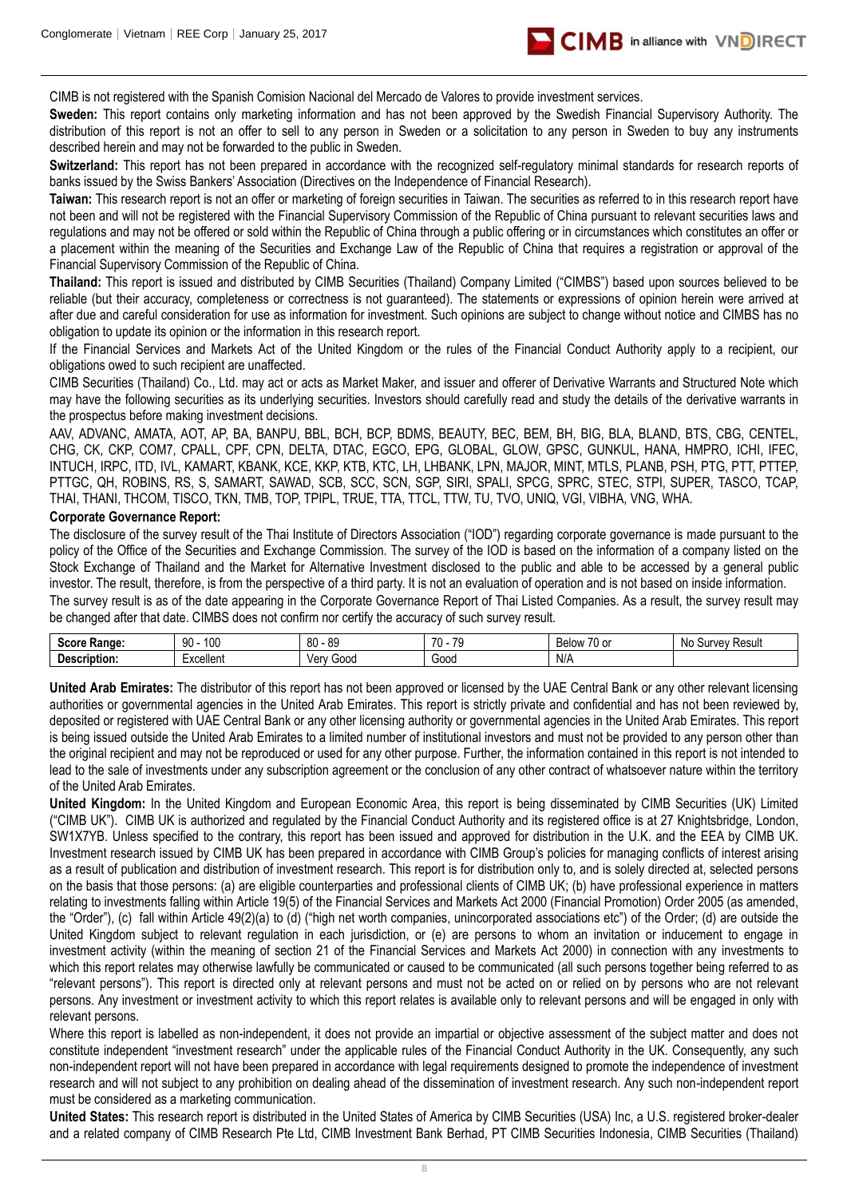CIMB is not registered with the Spanish Comision Nacional del Mercado de Valores to provide investment services.

**Sweden:** This report contains only marketing information and has not been approved by the Swedish Financial Supervisory Authority. The distribution of this report is not an offer to sell to any person in Sweden or a solicitation to any person in Sweden to buy any instruments described herein and may not be forwarded to the public in Sweden.

**Switzerland:** This report has not been prepared in accordance with the recognized self-regulatory minimal standards for research reports of banks issued by the Swiss Bankers' Association (Directives on the Independence of Financial Research).

**Taiwan:** This research report is not an offer or marketing of foreign securities in Taiwan. The securities as referred to in this research report have not been and will not be registered with the Financial Supervisory Commission of the Republic of China pursuant to relevant securities laws and regulations and may not be offered or sold within the Republic of China through a public offering or in circumstances which constitutes an offer or a placement within the meaning of the Securities and Exchange Law of the Republic of China that requires a registration or approval of the Financial Supervisory Commission of the Republic of China.

**Thailand:** This report is issued and distributed by CIMB Securities (Thailand) Company Limited ("CIMBS") based upon sources believed to be reliable (but their accuracy, completeness or correctness is not guaranteed). The statements or expressions of opinion herein were arrived at after due and careful consideration for use as information for investment. Such opinions are subject to change without notice and CIMBS has no obligation to update its opinion or the information in this research report.

If the Financial Services and Markets Act of the United Kingdom or the rules of the Financial Conduct Authority apply to a recipient, our obligations owed to such recipient are unaffected.

CIMB Securities (Thailand) Co., Ltd. may act or acts as Market Maker, and issuer and offerer of Derivative Warrants and Structured Note which may have the following securities as its underlying securities. Investors should carefully read and study the details of the derivative warrants in the prospectus before making investment decisions.

AAV, ADVANC, AMATA, AOT, AP, BA, BANPU, BBL, BCH, BCP, BDMS, BEAUTY, BEC, BEM, BH, BIG, BLA, BLAND, BTS, CBG, CENTEL, CHG, CK, CKP, COM7, CPALL, CPF, CPN, DELTA, DTAC, EGCO, EPG, GLOBAL, GLOW, GPSC, GUNKUL, HANA, HMPRO, ICHI, IFEC, INTUCH, IRPC, ITD, IVL, KAMART, KBANK, KCE, KKP, KTB, KTC, LH, LHBANK, LPN, MAJOR, MINT, MTLS, PLANB, PSH, PTG, PTT, PTTEP, PTTGC, QH, ROBINS, RS, S, SAMART, SAWAD, SCB, SCC, SCN, SGP, SIRI, SPALI, SPCG, SPRC, STEC, STPI, SUPER, TASCO, TCAP, THAI, THANI, THCOM, TISCO, TKN, TMB, TOP, TPIPL, TRUE, TTA, TTCL, TTW, TU, TVO, UNIQ, VGI, VIBHA, VNG, WHA.

**Corporate Governance Report:**

The disclosure of the survey result of the Thai Institute of Directors Association ("IOD") regarding corporate governance is made pursuant to the policy of the Office of the Securities and Exchange Commission. The survey of the IOD is based on the information of a company listed on the Stock Exchange of Thailand and the Market for Alternative Investment disclosed to the public and able to be accessed by a general public investor. The result, therefore, is from the perspective of a third party. It is not an evaluation of operation and is not based on inside information.

The survey result is as of the date appearing in the Corporate Governance Report of Thai Listed Companies. As a result, the survey result may be changed after that date. CIMBS does not confirm nor certify the accuracy of such survey result.

| **Score Range:** | 90 - 100 | 80 - 89 | 70 - 79 | Below 70 or | No Survey Result |
|---|---|---|---|---|---|
| **Description:** | Excellent | Very Good | Good | N/A | |

**United Arab Emirates:** The distributor of this report has not been approved or licensed by the UAE Central Bank or any other relevant licensing authorities or governmental agencies in the United Arab Emirates. This report is strictly private and confidential and has not been reviewed by, deposited or registered with UAE Central Bank or any other licensing authority or governmental agencies in the United Arab Emirates. This report is being issued outside the United Arab Emirates to a limited number of institutional investors and must not be provided to any person other than the original recipient and may not be reproduced or used for any other purpose. Further, the information contained in this report is not intended to lead to the sale of investments under any subscription agreement or the conclusion of any other contract of whatsoever nature within the territory of the United Arab Emirates.

**United Kingdom:** In the United Kingdom and European Economic Area, this report is being disseminated by CIMB Securities (UK) Limited ("CIMB UK"). CIMB UK is authorized and regulated by the Financial Conduct Authority and its registered office is at 27 Knightsbridge, London, SW1X7YB. Unless specified to the contrary, this report has been issued and approved for distribution in the U.K. and the EEA by CIMB UK. Investment research issued by CIMB UK has been prepared in accordance with CIMB Group's policies for managing conflicts of interest arising as a result of publication and distribution of investment research. This report is for distribution only to, and is solely directed at, selected persons on the basis that those persons: (a) are eligible counterparties and professional clients of CIMB UK; (b) have professional experience in matters relating to investments falling within Article 19(5) of the Financial Services and Markets Act 2000 (Financial Promotion) Order 2005 (as amended, the "Order"), (c) fall within Article 49(2)(a) to (d) ("high net worth companies, unincorporated associations etc") of the Order; (d) are outside the United Kingdom subject to relevant regulation in each jurisdiction, or (e) are persons to whom an invitation or inducement to engage in investment activity (within the meaning of section 21 of the Financial Services and Markets Act 2000) in connection with any investments to which this report relates may otherwise lawfully be communicated or caused to be communicated (all such persons together being referred to as "relevant persons"). This report is directed only at relevant persons and must not be acted on or relied on by persons who are not relevant persons. Any investment or investment activity to which this report relates is available only to relevant persons and will be engaged in only with relevant persons.

Where this report is labelled as non-independent, it does not provide an impartial or objective assessment of the subject matter and does not constitute independent "investment research" under the applicable rules of the Financial Conduct Authority in the UK. Consequently, any such non-independent report will not have been prepared in accordance with legal requirements designed to promote the independence of investment research and will not subject to any prohibition on dealing ahead of the dissemination of investment research. Any such non-independent report must be considered as a marketing communication.

**United States:** This research report is distributed in the United States of America by CIMB Securities (USA) Inc, a U.S. registered broker-dealer and a related company of CIMB Research Pte Ltd, CIMB Investment Bank Berhad, PT CIMB Securities Indonesia, CIMB Securities (Thailand)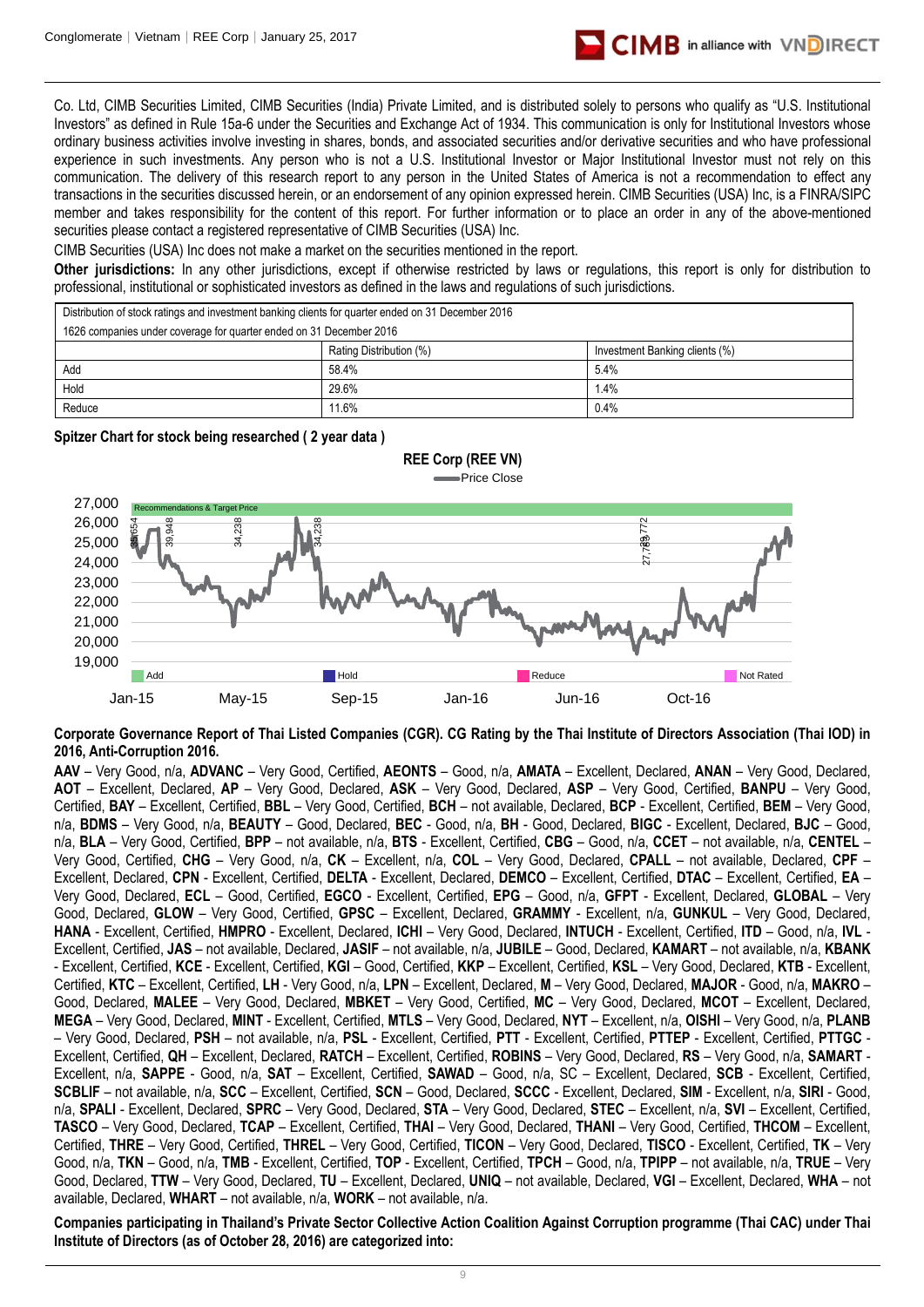Co. Ltd, CIMB Securities Limited, CIMB Securities (India) Private Limited, and is distributed solely to persons who qualify as "U.S. Institutional Investors" as defined in Rule 15a-6 under the Securities and Exchange Act of 1934. This communication is only for Institutional Investors whose ordinary business activities involve investing in shares, bonds, and associated securities and/or derivative securities and who have professional experience in such investments. Any person who is not a U.S. Institutional Investor or Major Institutional Investor must not rely on this communication. The delivery of this research report to any person in the United States of America is not a recommendation to effect any transactions in the securities discussed herein, or an endorsement of any opinion expressed herein. CIMB Securities (USA) Inc, is a FINRA/SIPC member and takes responsibility for the content of this report. For further information or to place an order in any of the above-mentioned securities please contact a registered representative of CIMB Securities (USA) Inc.

CIMB Securities (USA) Inc does not make a market on the securities mentioned in the report.

**Other jurisdictions:** In any other jurisdictions, except if otherwise restricted by laws or regulations, this report is only for distribution to professional, institutional or sophisticated investors as defined in the laws and regulations of such jurisdictions.

| Distribution of stock ratings and investment banking clients for quarter ended on 31 December 2016 | | |
|---|---|---|
| 1626 companies under coverage for quarter ended on 31 December 2016 | | |
| | Rating Distribution (%) | Investment Banking clients (%) |
| Add | 58.4% | 5.4% |
| Hold | 29.6% | 1.4% |
| Reduce | 11.6% | 0.4% |

**Spitzer Chart for stock being researched ( 2 year data )**

**Corporate Governance Report of Thai Listed Companies (CGR). CG Rating by the Thai Institute of Directors Association (Thai IOD) in 2016, Anti-Corruption 2016.**

**AAV** – Very Good, n/a, **ADVANC** – Very Good, Certified, **AEONTS** – Good, n/a, **AMATA** – Excellent, Declared, **ANAN** – Very Good, Declared, **AOT** – Excellent, Declared, **AP** – Very Good, Declared, **ASK** – Very Good, Declared, **ASP** – Very Good, Certified, **BANPU** – Very Good, Certified, **BAY** – Excellent, Certified, **BBL** – Very Good, Certified, **BCH** – not available, Declared, **BCP** - Excellent, Certified, **BEM** – Very Good, n/a, **BDMS** – Very Good, n/a, **BEAUTY** – Good, Declared, **BEC** - Good, n/a, **BH** - Good, Declared, **BIGC** - Excellent, Declared, **BJC** – Good, n/a, **BLA** – Very Good, Certified, **BPP** – not available, n/a, **BTS** - Excellent, Certified, **CBG** – Good, n/a, **CCET** – not available, n/a, **CENTEL** – Very Good, Certified, **CHG** – Very Good, n/a, **CK** – Excellent, n/a, **COL** – Very Good, Declared, **CPALL** – not available, Declared, **CPF** – Excellent, Declared, **CPN** - Excellent, Certified, **DELTA** - Excellent, Declared, **DEMCO** – Excellent, Certified, **DTAC** – Excellent, Certified, **EA** – Very Good, Declared, **ECL** – Good, Certified, **EGCO** - Excellent, Certified, **EPG** – Good, n/a, **GFPT** - Excellent, Declared, **GLOBAL** – Very Good, Declared, **GLOW** – Very Good, Certified, **GPSC** – Excellent, Declared, **GRAMMY** - Excellent, n/a, **GUNKUL** – Very Good, Declared, **HANA** - Excellent, Certified, **HMPRO** - Excellent, Declared, **ICHI** – Very Good, Declared, **INTUCH** - Excellent, Certified, **ITD** – Good, n/a, **IVL** - Excellent, Certified, **JAS** – not available, Declared, **JASIF** – not available, n/a, **JUBILE** – Good, Declared, **KAMART** – not available, n/a, **KBANK** - Excellent, Certified, **KCE** - Excellent, Certified, **KGI** – Good, Certified, **KKP** – Excellent, Certified, **KSL** – Very Good, Declared, **KTB** - Excellent, Certified, **KTC** – Excellent, Certified, **LH** - Very Good, n/a, **LPN** – Excellent, Declared, **M** – Very Good, Declared, **MAJOR** - Good, n/a, **MAKRO** – Good, Declared, **MALEE** – Very Good, Declared, **MBKET** – Very Good, Certified, **MC** – Very Good, Declared, **MCOT** – Excellent, Declared, **MEGA** – Very Good, Declared, **MINT** - Excellent, Certified, **MTLS** – Very Good, Declared, **NYT** – Excellent, n/a, **OISHI** – Very Good, n/a, **PLANB** – Very Good, Declared, **PSH** – not available, n/a, **PSL** - Excellent, Certified, **PTT** - Excellent, Certified, **PTTEP** - Excellent, Certified, **PTTGC** - Excellent, Certified, **QH** – Excellent, Declared, **RATCH** – Excellent, Certified, **ROBINS** – Very Good, Certified, **RS** – Very Good, n/a, **SAMART** - Excellent, n/a, **SAPPE** - Good, n/a, **SAT** – Excellent, Certified, **SAWAD** – Good, n/a, SC – Excellent, Declared, **SCB** - Excellent, Certified, **SCBLIF** – not available, n/a, **SCC** – Excellent, Certified, **SCN** – Good, Declared, **SCCC** - Excellent, Declared, **SIM** - Excellent, n/a, **SIRI** - Good, n/a, **SPALI** - Excellent, Declared, **SPRC** – Very Good, Declared, **STA** – Very Good, Declared, **STEC** – Excellent, n/a, **SVI** – Excellent, Certified, **TASCO** – Very Good, Declared, **TCAP** – Excellent, Certified, **THAI** – Very Good, Declared, **THANI** – Very Good, Certified, **THCOM** – Excellent, Certified, **THRE** – Very Good, Certified, **THREL** – Very Good, Certified, **TICON** – Very Good, Declared, **TISCO** - Excellent, Certified, **TK** – Very Good, n/a, **TKN** – Good, n/a, **TMB** - Excellent, Certified, **TOP** - Excellent, Certified, **TPCH** – Good, n/a, **TPIPP** – not available, n/a, **TRUE** – Very Good, Declared, **TTW** – Very Good, Declared, **TU** – Excellent, Declared, **UNIQ** – not available, Declared, **VGI** – Excellent, Declared, **WHA** – not available, Declared, **WHART** – not available, n/a, **WORK** – not available, n/a.

**Companies participating in Thailand's Private Sector Collective Action Coalition Against Corruption programme (Thai CAC) under Thai Institute of Directors (as of October 28, 2016) are categorized into:**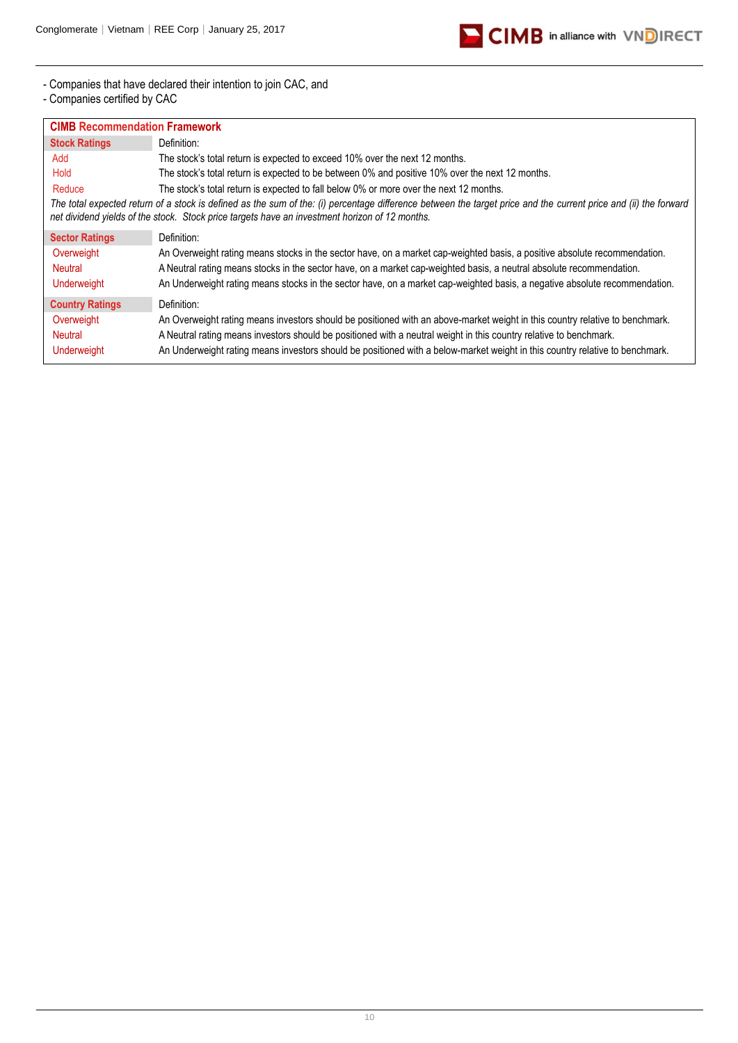- Companies that have declared their intention to join CAC, and
- Companies certified by CAC

**CIMB Recommendation Framework**

| | |
|---|---|
| **Stock Ratings** | Definition: |
| Add | The stock's total return is expected to exceed 10% over the next 12 months. |
| Hold | The stock's total return is expected to be between 0% and positive 10% over the next 12 months. |
| Reduce | The stock's total return is expected to fall below 0% or more over the next 12 months. |

*The total expected return of a stock is defined as the sum of the: (i) percentage difference between the target price and the current price and (ii) the forward net dividend yields of the stock. Stock price targets have an investment horizon of 12 months.*

| | |
|---|---|
| **Sector Ratings** | Definition: |
| Overweight | An Overweight rating means stocks in the sector have, on a market cap-weighted basis, a positive absolute recommendation. |
| Neutral | A Neutral rating means stocks in the sector have, on a market cap-weighted basis, a neutral absolute recommendation. |
| Underweight | An Underweight rating means stocks in the sector have, on a market cap-weighted basis, a negative absolute recommendation. |

| | |
|---|---|
| **Country Ratings** | Definition: |
| Overweight | An Overweight rating means investors should be positioned with an above-market weight in this country relative to benchmark. |
| Neutral | A Neutral rating means investors should be positioned with a neutral weight in this country relative to benchmark. |
| Underweight | An Underweight rating means investors should be positioned with a below-market weight in this country relative to benchmark. |